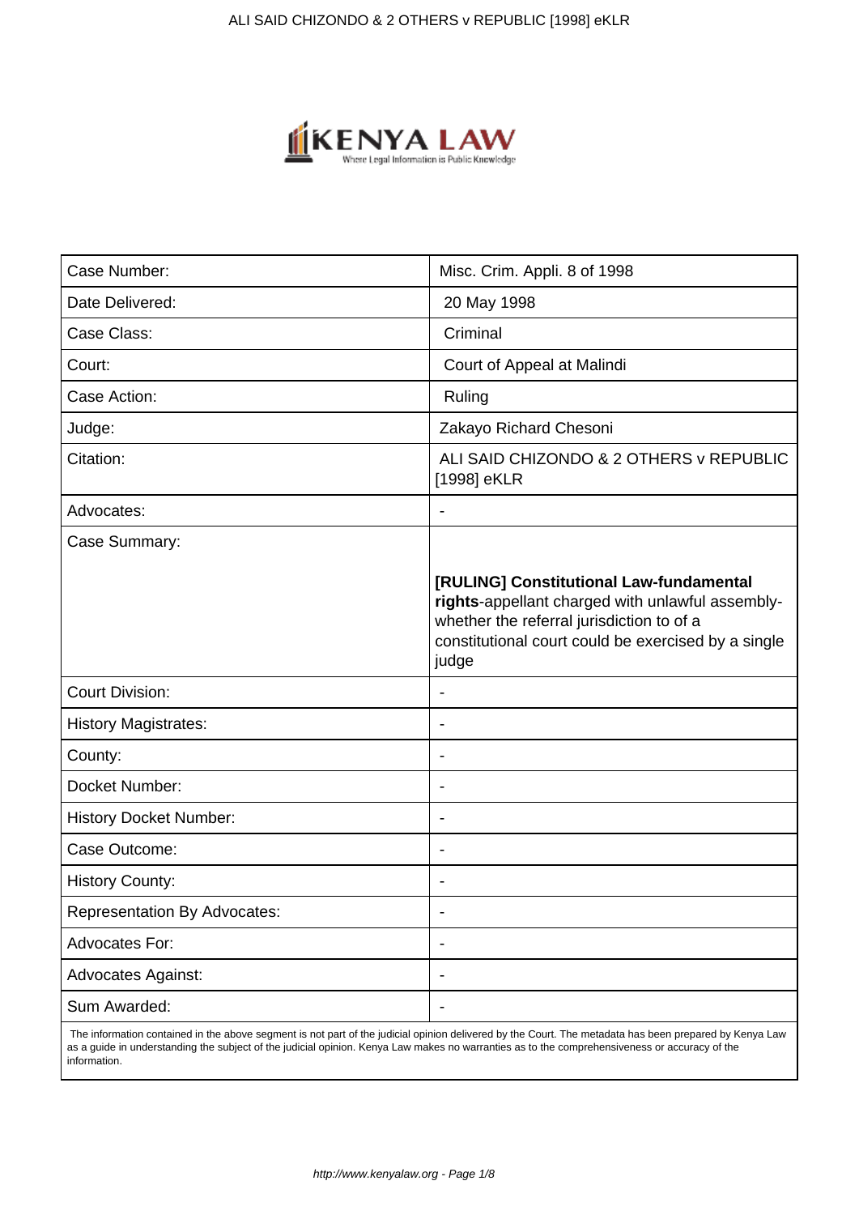| Case Number: | Misc. Crim. Appli. 8 of 1998 |
|---|---|
| Date Delivered: | 20 May 1998 |
| Case Class: | Criminal |
| Court: | Court of Appeal at Malindi |
| Case Action: | Ruling |
| Judge: | Zakayo Richard Chesoni |
| Citation: | ALI SAID CHIZONDO & 2 OTHERS v REPUBLIC [1998] eKLR |
| Advocates: | - |
| Case Summary: | **[RULING] Constitutional Law-fundamental rights**-appellant charged with unlawful assembly-whether the referral jurisdiction to of a constitutional court could be exercised by a single judge |
| Court Division: | - |
| History Magistrates: | - |
| County: | - |
| Docket Number: | - |
| History Docket Number: | - |
| Case Outcome: | - |
| History County: | - |
| Representation By Advocates: | - |
| Advocates For: | - |
| Advocates Against: | - |
| Sum Awarded: | - |

The information contained in the above segment is not part of the judicial opinion delivered by the Court. The metadata has been prepared by Kenya Law as a guide in understanding the subject of the judicial opinion. Kenya Law makes no warranties as to the comprehensiveness or accuracy of the information.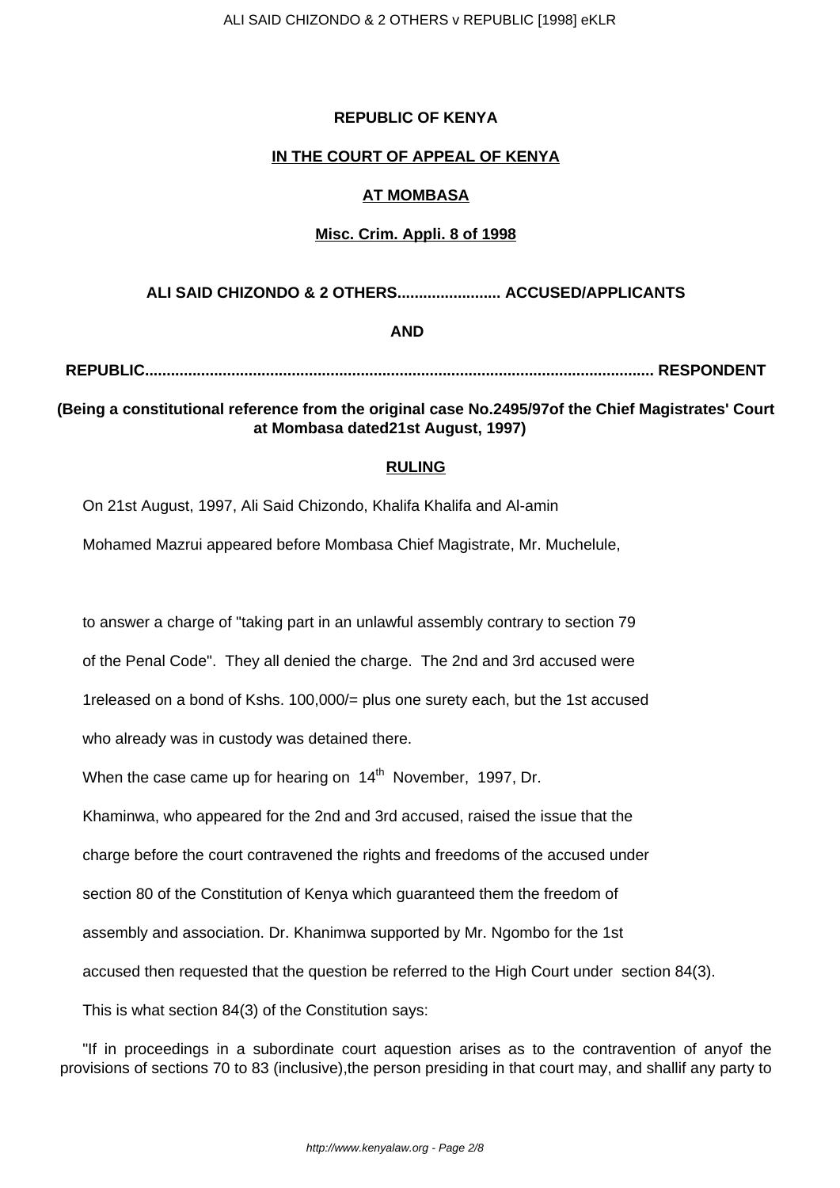**REPUBLIC OF KENYA**

**IN THE COURT OF APPEAL OF KENYA**

**AT MOMBASA**

**Misc. Crim. Appli. 8 of 1998**

**ALI SAID CHIZONDO & 2 OTHERS........................ ACCUSED/APPLICANTS**

**AND**

**REPUBLIC...................................................................................................... RESPONDENT**

**(Being a constitutional reference from the original case No.2495/97of the Chief Magistrates' Court at Mombasa dated21st August, 1997)**

**RULING**

On 21st August, 1997, Ali Said Chizondo, Khalifa Khalifa and Al-amin Mohamed Mazrui appeared before Mombasa Chief Magistrate, Mr. Muchelule,

to answer a charge of "taking part in an unlawful assembly contrary to section 79 of the Penal Code". They all denied the charge. The 2nd and 3rd accused were 1released on a bond of Kshs. 100,000/= plus one surety each, but the 1st accused who already was in custody was detained there.

When the case came up for hearing on 14th November, 1997, Dr. Khaminwa, who appeared for the 2nd and 3rd accused, raised the issue that the charge before the court contravened the rights and freedoms of the accused under section 80 of the Constitution of Kenya which guaranteed them the freedom of assembly and association. Dr. Khanimwa supported by Mr. Ngombo for the 1st accused then requested that the question be referred to the High Court under section 84(3).

This is what section 84(3) of the Constitution says:

"If in proceedings in a subordinate court aquestion arises as to the contravention of anyof the provisions of sections 70 to 83 (inclusive),the person presiding in that court may, and shallif any party to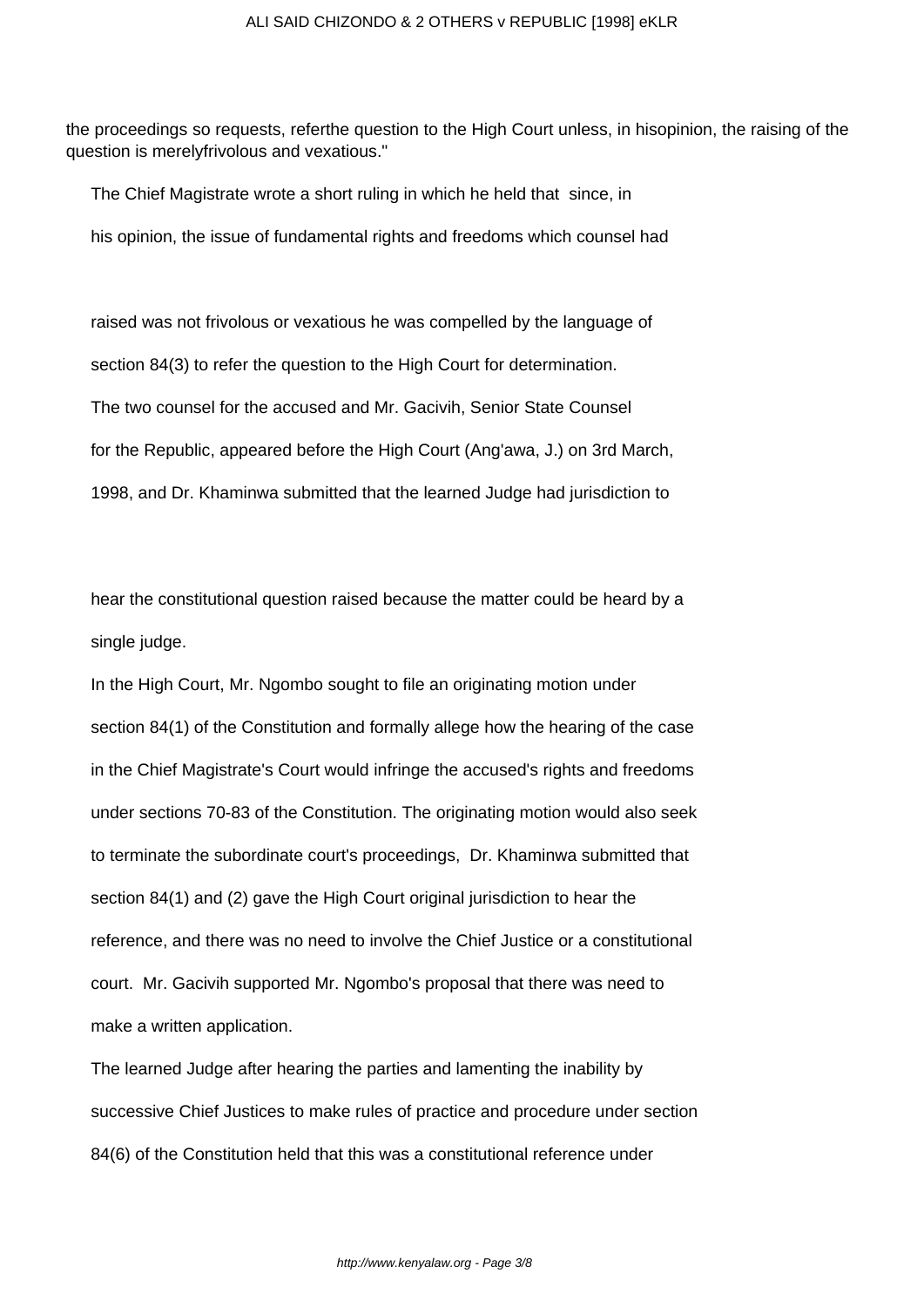the proceedings so requests, referthe question to the High Court unless, in hisopinion, the raising of the question is merelyfrivolous and vexatious."

The Chief Magistrate wrote a short ruling in which he held that since, in his opinion, the issue of fundamental rights and freedoms which counsel had raised was not frivolous or vexatious he was compelled by the language of section 84(3) to refer the question to the High Court for determination.

The two counsel for the accused and Mr. Gacivih, Senior State Counsel for the Republic, appeared before the High Court (Ang'awa, J.) on 3rd March, 1998, and Dr. Khaminwa submitted that the learned Judge had jurisdiction to hear the constitutional question raised because the matter could be heard by a single judge.

In the High Court, Mr. Ngombo sought to file an originating motion under section 84(1) of the Constitution and formally allege how the hearing of the case in the Chief Magistrate's Court would infringe the accused's rights and freedoms under sections 70-83 of the Constitution. The originating motion would also seek to terminate the subordinate court's proceedings, Dr. Khaminwa submitted that section 84(1) and (2) gave the High Court original jurisdiction to hear the reference, and there was no need to involve the Chief Justice or a constitutional court. Mr. Gacivih supported Mr. Ngombo's proposal that there was need to make a written application.

The learned Judge after hearing the parties and lamenting the inability by successive Chief Justices to make rules of practice and procedure under section 84(6) of the Constitution held that this was a constitutional reference under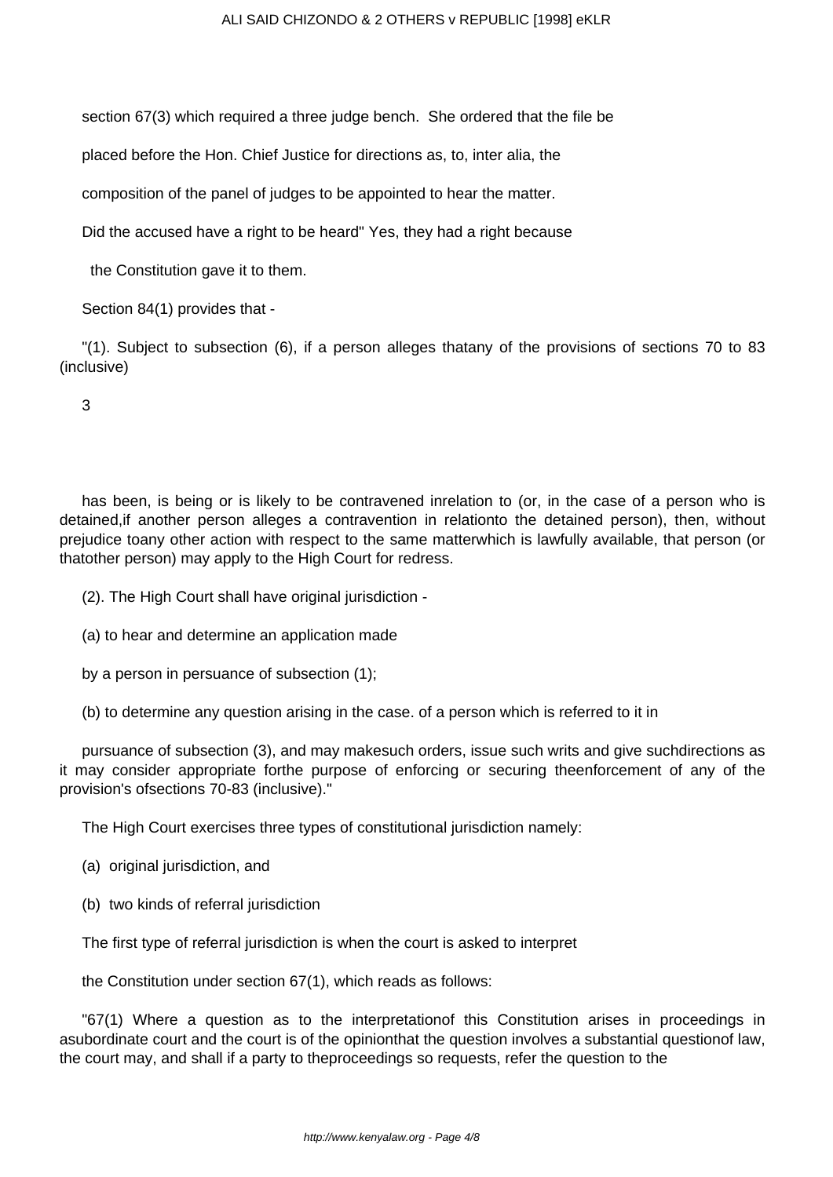section 67(3) which required a three judge bench. She ordered that the file be

placed before the Hon. Chief Justice for directions as, to, inter alia, the

composition of the panel of judges to be appointed to hear the matter.

Did the accused have a right to be heard" Yes, they had a right because

the Constitution gave it to them.

Section 84(1) provides that -

"(1). Subject to subsection (6), if a person alleges thatany of the provisions of sections 70 to 83 (inclusive)

has been, is being or is likely to be contravened inrelation to (or, in the case of a person who is detained,if another person alleges a contravention in relationto the detained person), then, without prejudice toany other action with respect to the same matterwhich is lawfully available, that person (or thatother person) may apply to the High Court for redress.

(2). The High Court shall have original jurisdiction -

(a) to hear and determine an application made

by a person in persuance of subsection (1);

(b) to determine any question arising in the case. of a person which is referred to it in

pursuance of subsection (3), and may makesuch orders, issue such writs and give suchdirections as it may consider appropriate forthe purpose of enforcing or securing theenforcement of any of the provision's ofsections 70-83 (inclusive)."

The High Court exercises three types of constitutional jurisdiction namely:

(a) original jurisdiction, and

(b) two kinds of referral jurisdiction

The first type of referral jurisdiction is when the court is asked to interpret

the Constitution under section 67(1), which reads as follows:

"67(1) Where a question as to the interpretationof this Constitution arises in proceedings in asubordinate court and the court is of the opinionthat the question involves a substantial questionof law, the court may, and shall if a party to theproceedings so requests, refer the question to the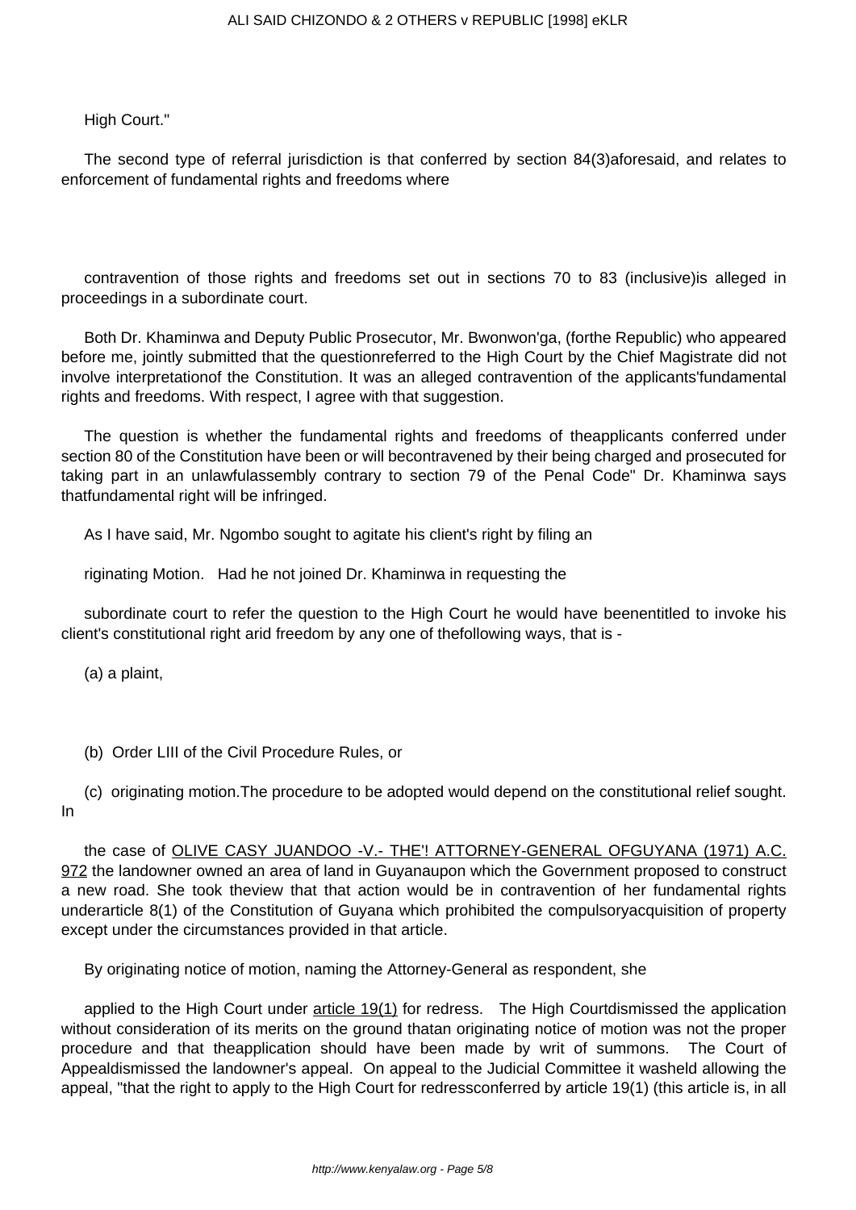High Court."

The second type of referral jurisdiction is that conferred by section 84(3)aforesaid, and relates to enforcement of fundamental rights and freedoms where

contravention of those rights and freedoms set out in sections 70 to 83 (inclusive)is alleged in proceedings in a subordinate court.

Both Dr. Khaminwa and Deputy Public Prosecutor, Mr. Bwonwon'ga, (forthe Republic) who appeared before me, jointly submitted that the questionreferred to the High Court by the Chief Magistrate did not involve interpretationof the Constitution. It was an alleged contravention of the applicants'fundamental rights and freedoms. With respect, I agree with that suggestion.

The question is whether the fundamental rights and freedoms of theapplicants conferred under section 80 of the Constitution have been or will becontravened by their being charged and prosecuted for taking part in an unlawfulassembly contrary to section 79 of the Penal Code" Dr. Khaminwa says thatfundamental right will be infringed.

As I have said, Mr. Ngombo sought to agitate his client's right by filing an

riginating Motion.   Had he not joined Dr. Khaminwa in requesting the

subordinate court to refer the question to the High Court he would have beenentitled to invoke his client's constitutional right arid freedom by any one of thefollowing ways, that is -

(a) a plaint,

(b)  Order LIII of the Civil Procedure Rules, or

(c)  originating motion.The procedure to be adopted would depend on the constitutional relief sought. In

the case of OLIVE CASY JUANDOO -V.- THE'! ATTORNEY-GENERAL OFGUYANA (1971) A.C. 972 the landowner owned an area of land in Guyanaupon which the Government proposed to construct a new road. She took theview that that action would be in contravention of her fundamental rights underarticle 8(1) of the Constitution of Guyana which prohibited the compulsoryacquisition of property except under the circumstances provided in that article.

By originating notice of motion, naming the Attorney-General as respondent, she

applied to the High Court under article 19(1) for redress.   The High Courtdismissed the application without consideration of its merits on the ground thatan originating notice of motion was not the proper procedure and that theapplication should have been made by writ of summons.   The Court of Appealdismissed the landowner's appeal.  On appeal to the Judicial Committee it washeld allowing the appeal, "that the right to apply to the High Court for redressconferred by article 19(1) (this article is, in all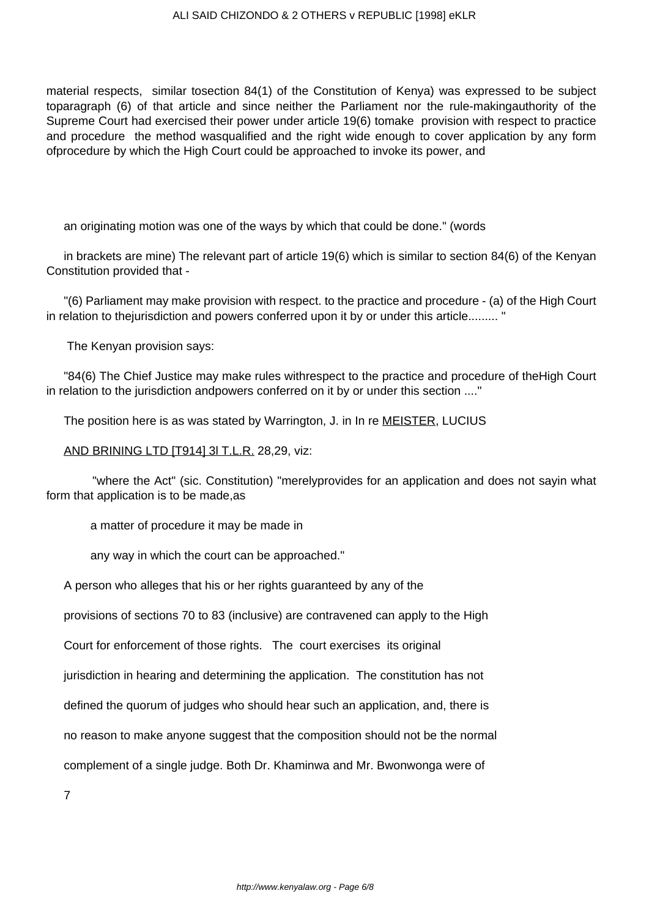material respects, similar tosection 84(1) of the Constitution of Kenya) was expressed to be subject toparagraph (6) of that article and since neither the Parliament nor the rule-makingauthority of the Supreme Court had exercised their power under article 19(6) tomake provision with respect to practice and procedure the method wasqualified and the right wide enough to cover application by any form ofprocedure by which the High Court could be approached to invoke its power, and

an originating motion was one of the ways by which that could be done." (words

in brackets are mine) The relevant part of article 19(6) which is similar to section 84(6) of the Kenyan Constitution provided that -

"(6) Parliament may make provision with respect. to the practice and procedure - (a) of the High Court in relation to thejurisdiction and powers conferred upon it by or under this article......... "

The Kenyan provision says:

"84(6) The Chief Justice may make rules withrespect to the practice and procedure of theHigh Court in relation to the jurisdiction andpowers conferred on it by or under this section ...."

The position here is as was stated by Warrington, J. in In re MEISTER, LUCIUS AND BRINING LTD [T914] 3l T.L.R. 28,29, viz:

> "where the Act" (sic. Constitution) "merelyprovides for an application and does not sayin what form that application is to be made,as a matter of procedure it may be made in any way in which the court can be approached."

A person who alleges that his or her rights guaranteed by any of the provisions of sections 70 to 83 (inclusive) are contravened can apply to the High Court for enforcement of those rights. The court exercises its original jurisdiction in hearing and determining the application. The constitution has not defined the quorum of judges who should hear such an application, and, there is no reason to make anyone suggest that the composition should not be the normal complement of a single judge. Both Dr. Khaminwa and Mr. Bwonwonga were of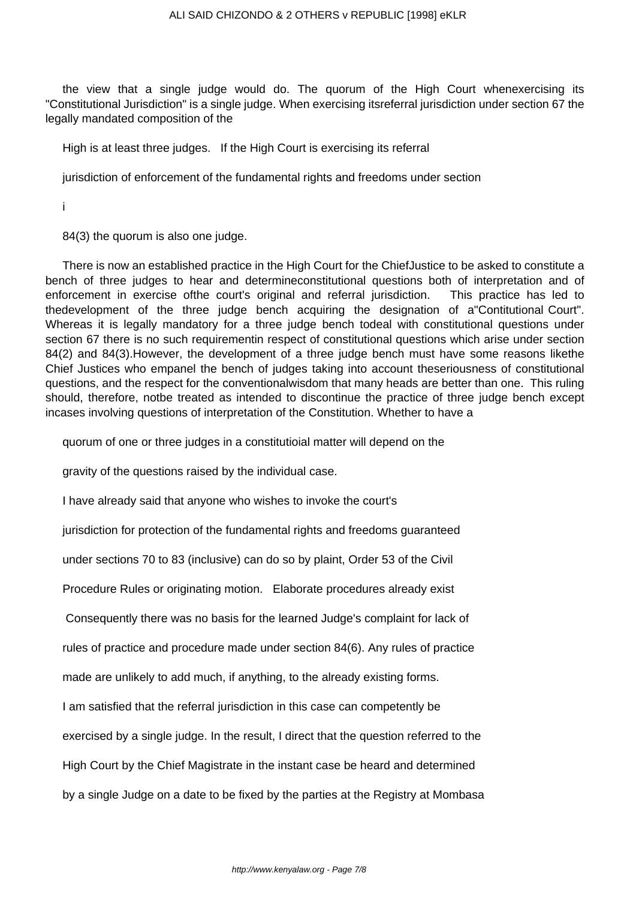the view that a single judge would do. The quorum of the High Court whenexercising its "Constitutional Jurisdiction" is a single judge. When exercising itsreferral jurisdiction under section 67 the legally mandated composition of the

High is at least three judges. If the High Court is exercising its referral

jurisdiction of enforcement of the fundamental rights and freedoms under section

i

84(3) the quorum is also one judge.

There is now an established practice in the High Court for the ChiefJustice to be asked to constitute a bench of three judges to hear and determineconstitutional questions both of interpretation and of enforcement in exercise ofthe court's original and referral jurisdiction. This practice has led to thedevelopment of the three judge bench acquiring the designation of a"Contitutional Court". Whereas it is legally mandatory for a three judge bench todeal with constitutional questions under section 67 there is no such requirementin respect of constitutional questions which arise under section 84(2) and 84(3).However, the development of a three judge bench must have some reasons likethe Chief Justices who empanel the bench of judges taking into account theseriousness of constitutional questions, and the respect for the conventionalwisdom that many heads are better than one. This ruling should, therefore, notbe treated as intended to discontinue the practice of three judge bench except incases involving questions of interpretation of the Constitution. Whether to have a

quorum of one or three judges in a constitutioial matter will depend on the

gravity of the questions raised by the individual case.

I have already said that anyone who wishes to invoke the court's

jurisdiction for protection of the fundamental rights and freedoms guaranteed

under sections 70 to 83 (inclusive) can do so by plaint, Order 53 of the Civil

Procedure Rules or originating motion. Elaborate procedures already exist

Consequently there was no basis for the learned Judge's complaint for lack of

rules of practice and procedure made under section 84(6). Any rules of practice

made are unlikely to add much, if anything, to the already existing forms.

I am satisfied that the referral jurisdiction in this case can competently be

exercised by a single judge. In the result, I direct that the question referred to the

High Court by the Chief Magistrate in the instant case be heard and determined

by a single Judge on a date to be fixed by the parties at the Registry at Mombasa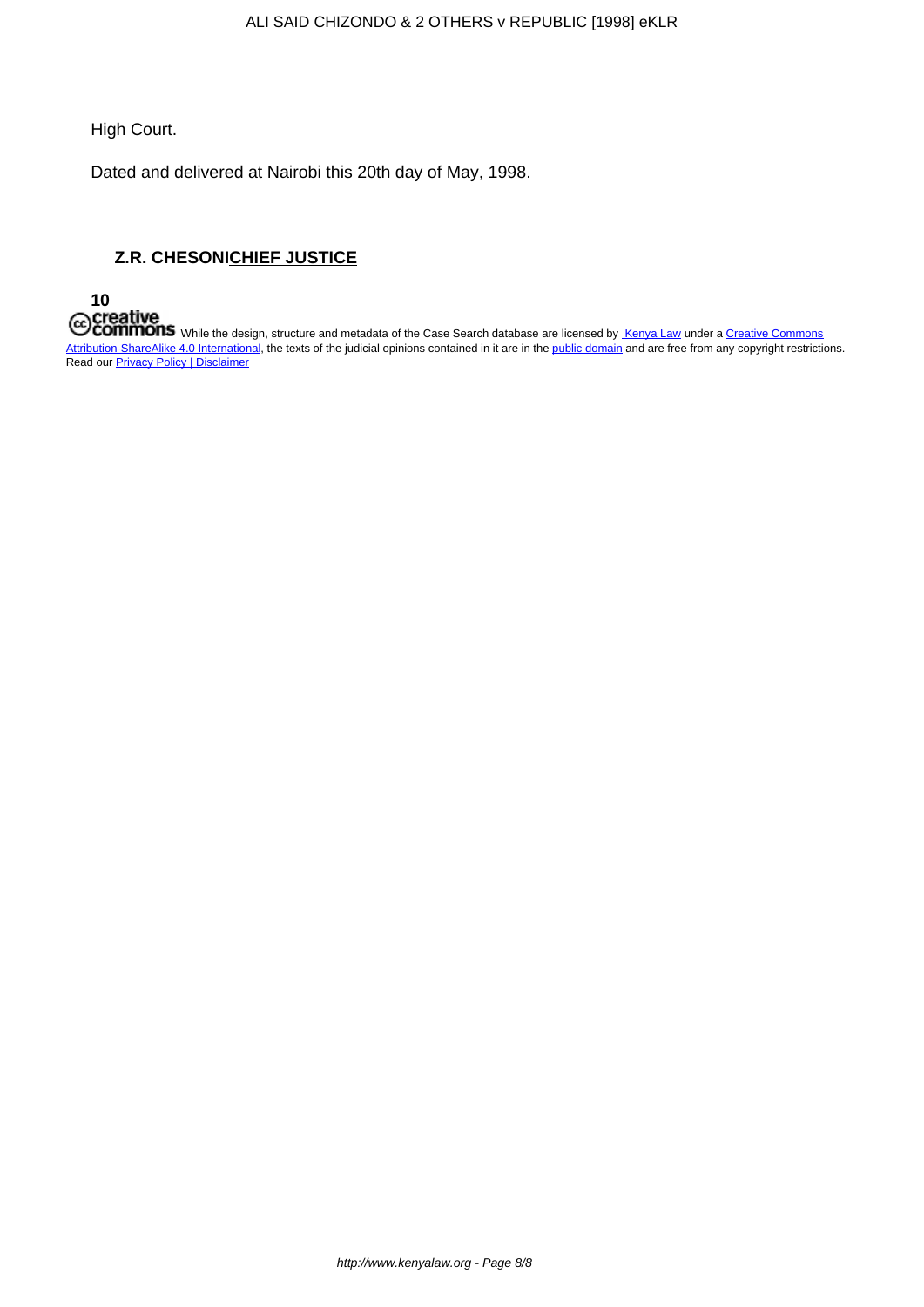High Court.

Dated and delivered at Nairobi this 20th day of May, 1998.

**Z.R. CHESONI<u>CHIEF JUSTICE</u>**

While the design, structure and metadata of the Case Search database are licensed by Kenya Law under a Creative Commons Attribution-ShareAlike 4.0 International, the texts of the judicial opinions contained in it are in the public domain and are free from any copyright restrictions. Read our Privacy Policy | Disclaimer